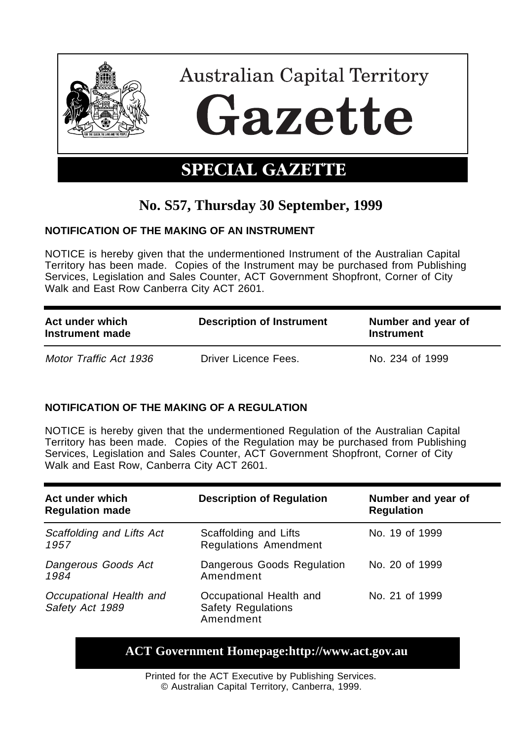# Australian Capital Territory

# Gazette

## SPECIAL GAZETTE

## No. S57, Thursday 30 September, 1999

### NOTIFICATION OF THE MAKING OF AN INSTRUMENT

NOTICE is hereby given that the undermentioned Instrument of the Australian Capital Territory has been made. Copies of the Instrument may be purchased from Publishing Services, Legislation and Sales Counter, ACT Government Shopfront, Corner of City Walk and East Row Canberra City ACT 2601.

| Act under which Instrument made | Description of Instrument | Number and year of Instrument |
|---|---|---|
| *Motor Traffic Act 1936* | Driver Licence Fees. | No. 234 of 1999 |

### NOTIFICATION OF THE MAKING OF A REGULATION

NOTICE is hereby given that the undermentioned Regulation of the Australian Capital Territory has been made. Copies of the Regulation may be purchased from Publishing Services, Legislation and Sales Counter, ACT Government Shopfront, Corner of City Walk and East Row, Canberra City ACT 2601.

| Act under which Regulation made | Description of Regulation | Number and year of Regulation |
|---|---|---|
| *Scaffolding and Lifts Act 1957* | Scaffolding and Lifts Regulations Amendment | No. 19 of 1999 |
| *Dangerous Goods Act 1984* | Dangerous Goods Regulation Amendment | No. 20 of 1999 |
| *Occupational Health and Safety Act 1989* | Occupational Health and Safety Regulations Amendment | No. 21 of 1999 |

**ACT Government Homepage:http://www.act.gov.au**

Printed for the ACT Executive by Publishing Services.
© Australian Capital Territory, Canberra, 1999.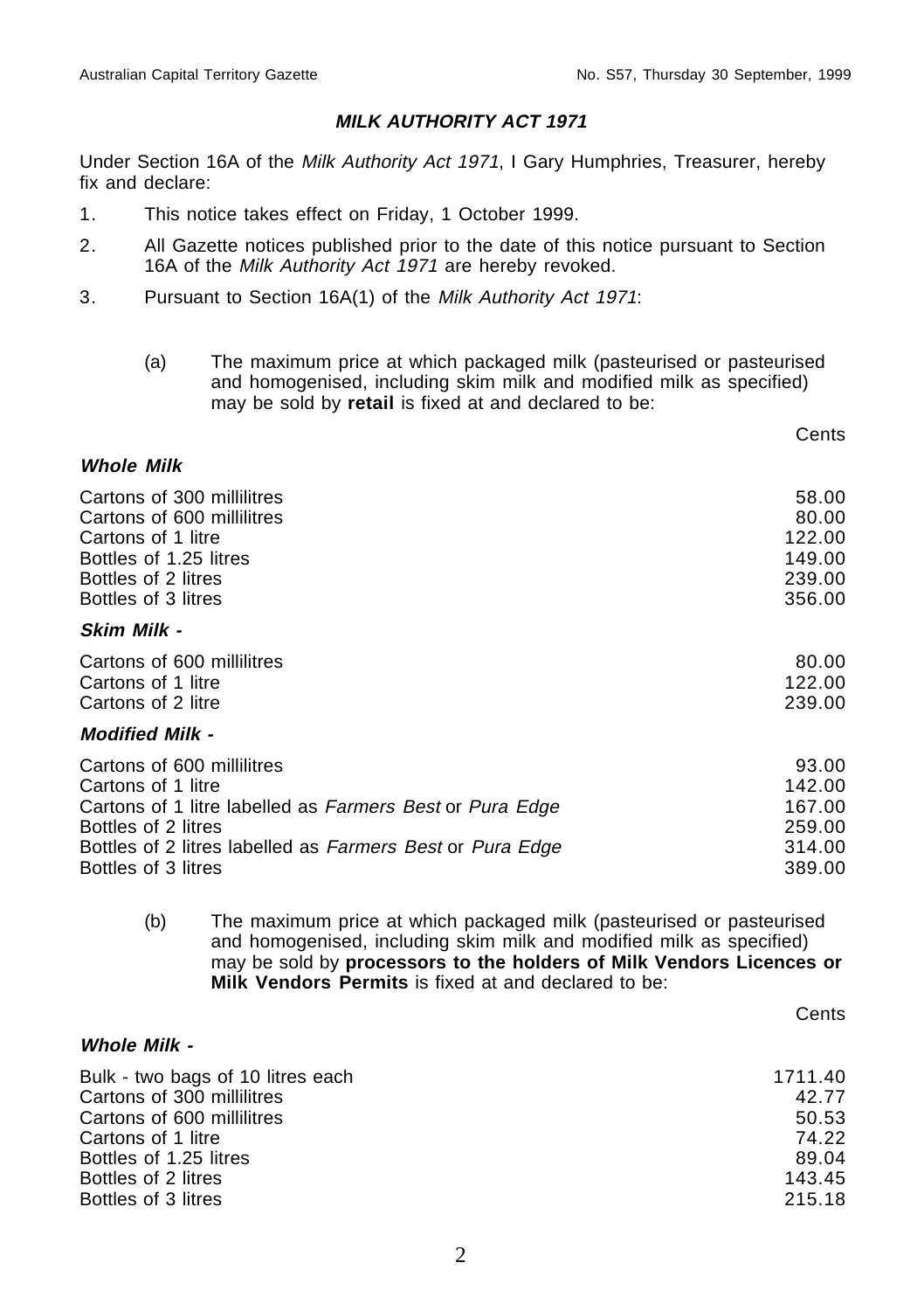## MILK AUTHORITY ACT 1971

Under Section 16A of the *Milk Authority Act 1971*, I Gary Humphries, Treasurer, hereby fix and declare:

1. This notice takes effect on Friday, 1 October 1999.
2. All Gazette notices published prior to the date of this notice pursuant to Section 16A of the *Milk Authority Act 1971* are hereby revoked.
3. Pursuant to Section 16A(1) of the *Milk Authority Act 1971*:

   (a) The maximum price at which packaged milk (pasteurised or pasteurised and homogenised, including skim milk and modified milk as specified) may be sold by **retail** is fixed at and declared to be:

| | Cents |
|---|---|
| ***Whole Milk*** | |
| Cartons of 300 millilitres | 58.00 |
| Cartons of 600 millilitres | 80.00 |
| Cartons of 1 litre | 122.00 |
| Bottles of 1.25 litres | 149.00 |
| Bottles of 2 litres | 239.00 |
| Bottles of 3 litres | 356.00 |
| ***Skim Milk -*** | |
| Cartons of 600 millilitres | 80.00 |
| Cartons of 1 litre | 122.00 |
| Cartons of 2 litre | 239.00 |
| ***Modified Milk -*** | |
| Cartons of 600 millilitres | 93.00 |
| Cartons of 1 litre | 142.00 |
| Cartons of 1 litre labelled as *Farmers Best* or *Pura Edge* | 167.00 |
| Bottles of 2 litres | 259.00 |
| Bottles of 2 litres labelled as *Farmers Best* or *Pura Edge* | 314.00 |
| Bottles of 3 litres | 389.00 |

   (b) The maximum price at which packaged milk (pasteurised or pasteurised and homogenised, including skim milk and modified milk as specified) may be sold by **processors to the holders of Milk Vendors Licences or Milk Vendors Permits** is fixed at and declared to be:

| | Cents |
|---|---|
| ***Whole Milk -*** | |
| Bulk - two bags of 10 litres each | 1711.40 |
| Cartons of 300 millilitres | 42.77 |
| Cartons of 600 millilitres | 50.53 |
| Cartons of 1 litre | 74.22 |
| Bottles of 1.25 litres | 89.04 |
| Bottles of 2 litres | 143.45 |
| Bottles of 3 litres | 215.18 |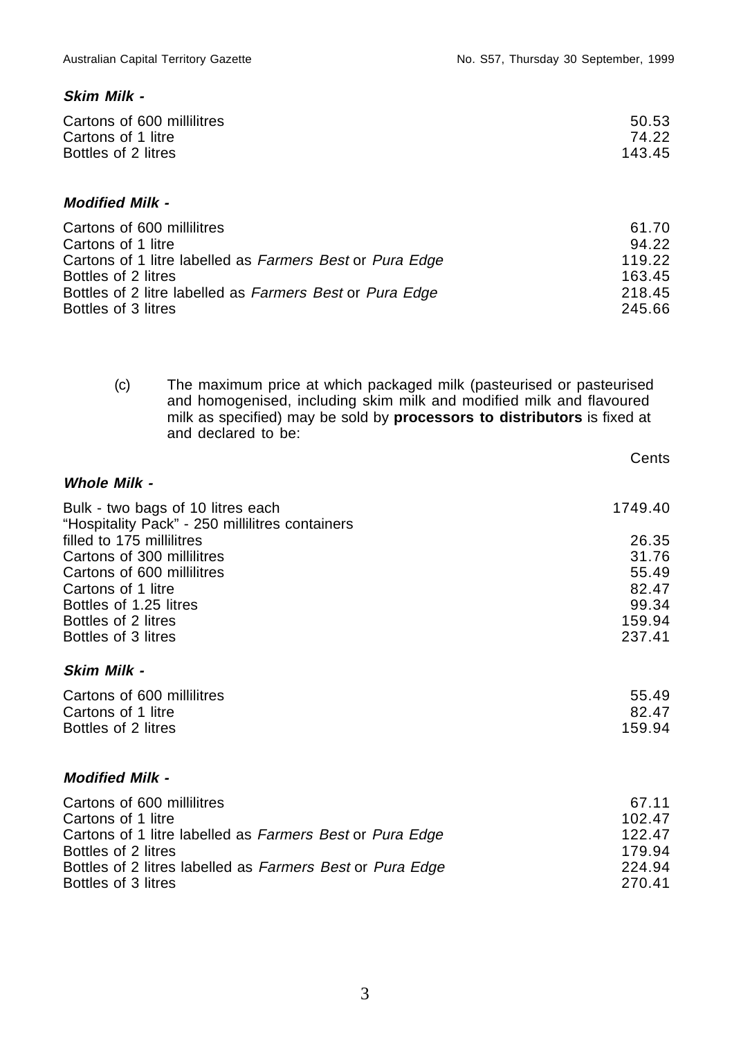**_Skim Milk -_**

| | |
|---|---|
| Cartons of 600 millilitres | 50.53 |
| Cartons of 1 litre | 74.22 |
| Bottles of 2 litres | 143.45 |

**_Modified Milk -_**

| | |
|---|---|
| Cartons of 600 millilitres | 61.70 |
| Cartons of 1 litre | 94.22 |
| Cartons of 1 litre labelled as *Farmers Best* or *Pura Edge* | 119.22 |
| Bottles of 2 litres | 163.45 |
| Bottles of 2 litre labelled as *Farmers Best* or *Pura Edge* | 218.45 |
| Bottles of 3 litres | 245.66 |

(c) The maximum price at which packaged milk (pasteurised or pasteurised and homogenised, including skim milk and modified milk and flavoured milk as specified) may be sold by **processors to distributors** is fixed at and declared to be:

**_Whole Milk -_**

| | Cents |
|---|---|
| Bulk - two bags of 10 litres each | 1749.40 |
| "Hospitality Pack" - 250 millilitres containers filled to 175 millilitres | 26.35 |
| Cartons of 300 millilitres | 31.76 |
| Cartons of 600 millilitres | 55.49 |
| Cartons of 1 litre | 82.47 |
| Bottles of 1.25 litres | 99.34 |
| Bottles of 2 litres | 159.94 |
| Bottles of 3 litres | 237.41 |

**_Skim Milk -_**

| | |
|---|---|
| Cartons of 600 millilitres | 55.49 |
| Cartons of 1 litre | 82.47 |
| Bottles of 2 litres | 159.94 |

**_Modified Milk -_**

| | |
|---|---|
| Cartons of 600 millilitres | 67.11 |
| Cartons of 1 litre | 102.47 |
| Cartons of 1 litre labelled as *Farmers Best* or *Pura Edge* | 122.47 |
| Bottles of 2 litres | 179.94 |
| Bottles of 2 litres labelled as *Farmers Best* or *Pura Edge* | 224.94 |
| Bottles of 3 litres | 270.41 |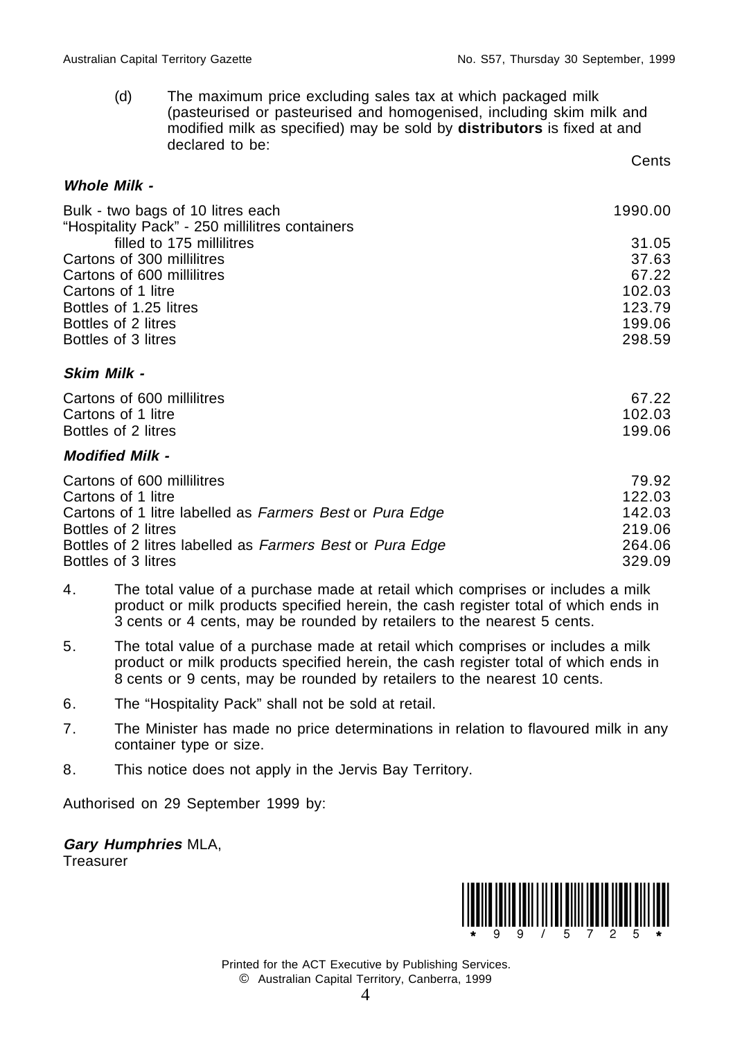(d) The maximum price excluding sales tax at which packaged milk (pasteurised or pasteurised and homogenised, including skim milk and modified milk as specified) may be sold by **distributors** is fixed at and declared to be:

| | Cents |
|---|---|
| ***Whole Milk -*** | |
| Bulk - two bags of 10 litres each | 1990.00 |
| "Hospitality Pack" - 250 millilitres containers filled to 175 millilitres | 31.05 |
| Cartons of 300 millilitres | 37.63 |
| Cartons of 600 millilitres | 67.22 |
| Cartons of 1 litre | 102.03 |
| Bottles of 1.25 litres | 123.79 |
| Bottles of 2 litres | 199.06 |
| Bottles of 3 litres | 298.59 |
| ***Skim Milk -*** | |
| Cartons of 600 millilitres | 67.22 |
| Cartons of 1 litre | 102.03 |
| Bottles of 2 litres | 199.06 |
| ***Modified Milk -*** | |
| Cartons of 600 millilitres | 79.92 |
| Cartons of 1 litre | 122.03 |
| Cartons of 1 litre labelled as *Farmers Best* or *Pura Edge* | 142.03 |
| Bottles of 2 litres | 219.06 |
| Bottles of 2 litres labelled as *Farmers Best* or *Pura Edge* | 264.06 |
| Bottles of 3 litres | 329.09 |

4. The total value of a purchase made at retail which comprises or includes a milk product or milk products specified herein, the cash register total of which ends in 3 cents or 4 cents, may be rounded by retailers to the nearest 5 cents.

5. The total value of a purchase made at retail which comprises or includes a milk product or milk products specified herein, the cash register total of which ends in 8 cents or 9 cents, may be rounded by retailers to the nearest 10 cents.

6. The "Hospitality Pack" shall not be sold at retail.

7. The Minister has made no price determinations in relation to flavoured milk in any container type or size.

8. This notice does not apply in the Jervis Bay Territory.

Authorised on 29 September 1999 by:

***Gary Humphries*** MLA,
Treasurer

\* 99/5725 \*

Printed for the ACT Executive by Publishing Services.
© Australian Capital Territory, Canberra, 1999